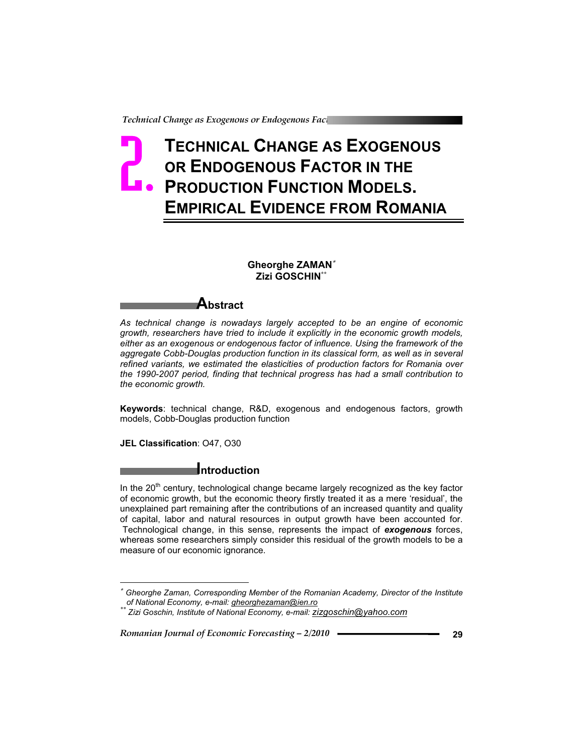# 2. TECHNICAL CHANGE AS EXOGENOUS OR ENDOGENOUS FACTOR IN THE PRODUCTION FUNCTION MODELS. EMPIRICAL EVIDENCE FROM ROMANIA

**Gheorghe ZAMAN**[*]
**Zizi GOSCHIN**[**]

## Abstract

*As technical change is nowadays largely accepted to be an engine of economic growth, researchers have tried to include it explicitly in the economic growth models, either as an exogenous or endogenous factor of influence. Using the framework of the aggregate Cobb-Douglas production function in its classical form, as well as in several refined variants, we estimated the elasticities of production factors for Romania over the 1990-2007 period, finding that technical progress has had a small contribution to the economic growth.*

**Keywords**: technical change, R&D, exogenous and endogenous factors, growth models, Cobb-Douglas production function

**JEL Classification**: O47, O30

## Introduction

In the 20th century, technological change became largely recognized as the key factor of economic growth, but the economic theory firstly treated it as a mere 'residual', the unexplained part remaining after the contributions of an increased quantity and quality of capital, labor and natural resources in output growth have been accounted for. Technological change, in this sense, represents the impact of ***exogenous*** forces, whereas some researchers simply consider this residual of the growth models to be a measure of our economic ignorance.

---

[*] *Gheorghe Zaman, Corresponding Member of the Romanian Academy, Director of the Institute of National Economy, e-mail: gheorghezaman@ien.ro*

[**] *Zizi Goschin, Institute of National Economy, e-mail: zizgoschin@yahoo.com*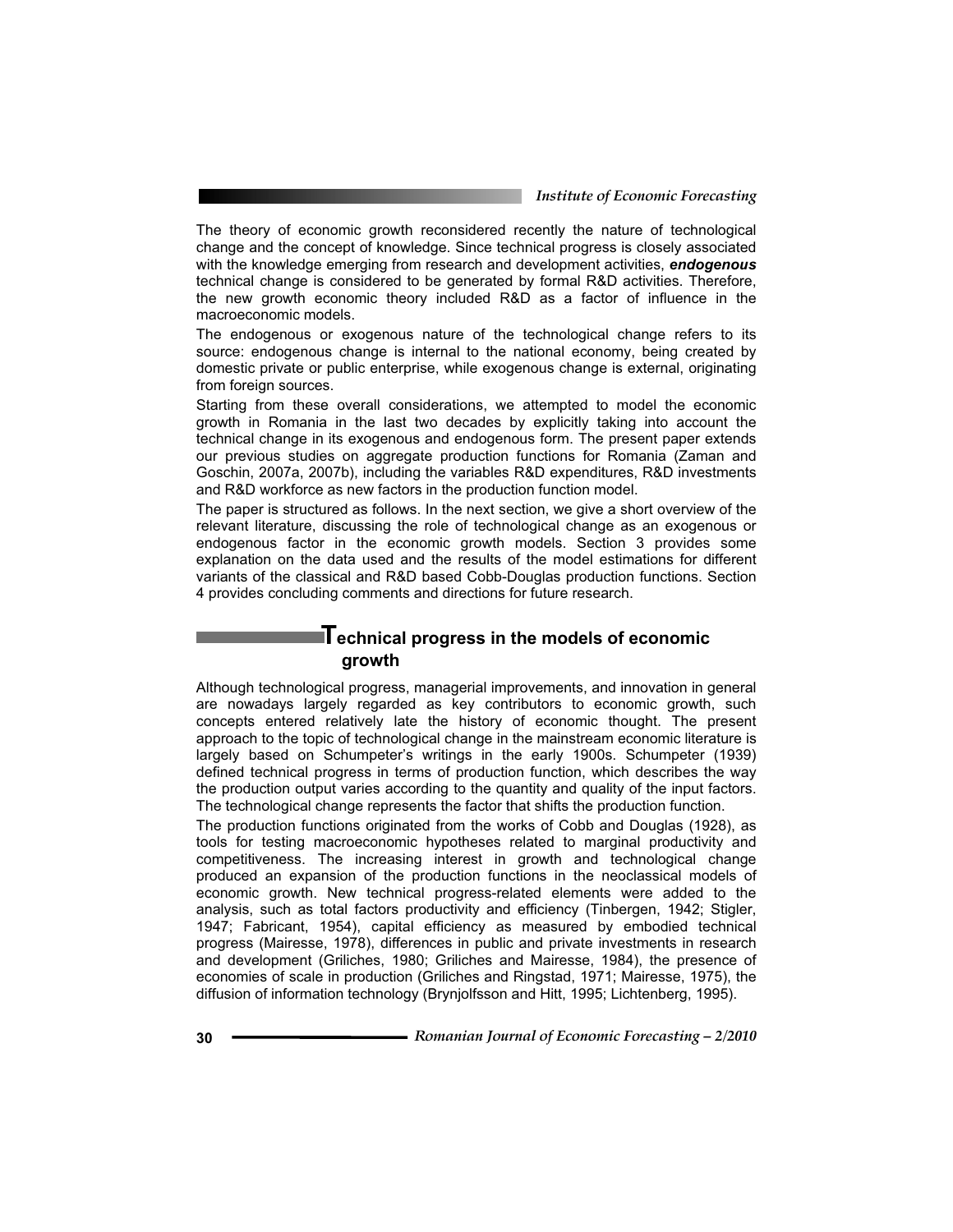The theory of economic growth reconsidered recently the nature of technological change and the concept of knowledge. Since technical progress is closely associated with the knowledge emerging from research and development activities, ***endogenous*** technical change is considered to be generated by formal R&D activities. Therefore, the new growth economic theory included R&D as a factor of influence in the macroeconomic models.

The endogenous or exogenous nature of the technological change refers to its source: endogenous change is internal to the national economy, being created by domestic private or public enterprise, while exogenous change is external, originating from foreign sources.

Starting from these overall considerations, we attempted to model the economic growth in Romania in the last two decades by explicitly taking into account the technical change in its exogenous and endogenous form. The present paper extends our previous studies on aggregate production functions for Romania (Zaman and Goschin, 2007a, 2007b), including the variables R&D expenditures, R&D investments and R&D workforce as new factors in the production function model.

The paper is structured as follows. In the next section, we give a short overview of the relevant literature, discussing the role of technological change as an exogenous or endogenous factor in the economic growth models. Section 3 provides some explanation on the data used and the results of the model estimations for different variants of the classical and R&D based Cobb-Douglas production functions. Section 4 provides concluding comments and directions for future research.

## Technical progress in the models of economic growth

Although technological progress, managerial improvements, and innovation in general are nowadays largely regarded as key contributors to economic growth, such concepts entered relatively late the history of economic thought. The present approach to the topic of technological change in the mainstream economic literature is largely based on Schumpeter's writings in the early 1900s. Schumpeter (1939) defined technical progress in terms of production function, which describes the way the production output varies according to the quantity and quality of the input factors. The technological change represents the factor that shifts the production function.

The production functions originated from the works of Cobb and Douglas (1928), as tools for testing macroeconomic hypotheses related to marginal productivity and competitiveness. The increasing interest in growth and technological change produced an expansion of the production functions in the neoclassical models of economic growth. New technical progress-related elements were added to the analysis, such as total factors productivity and efficiency (Tinbergen, 1942; Stigler, 1947; Fabricant, 1954), capital efficiency as measured by embodied technical progress (Mairesse, 1978), differences in public and private investments in research and development (Griliches, 1980; Griliches and Mairesse, 1984), the presence of economies of scale in production (Griliches and Ringstad, 1971; Mairesse, 1975), the diffusion of information technology (Brynjolfsson and Hitt, 1995; Lichtenberg, 1995).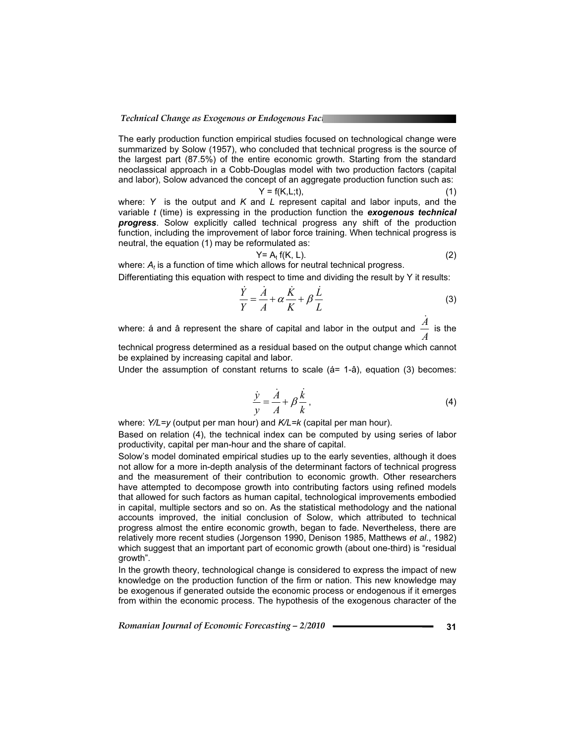The early production function empirical studies focused on technological change were summarized by Solow (1957), who concluded that technical progress is the source of the largest part (87.5%) of the entire economic growth. Starting from the standard neoclassical approach in a Cobb-Douglas model with two production factors (capital and labor), Solow advanced the concept of an aggregate production function such as:

$$Y = f(K,L;t), \tag{1}$$

where: $Y$ is the output and $K$ and $L$ represent capital and labor inputs, and the variable $t$ (time) is expressing in the production function the ***exogenous technical progress***. Solow explicitly called technical progress any shift of the production function, including the improvement of labor force training. When technical progress is neutral, the equation (1) may be reformulated as:

$$Y = A_t f(K, L). \tag{2}$$

where: $A_t$ is a function of time which allows for neutral technical progress.

Differentiating this equation with respect to time and dividing the result by Y it results:

$$\frac{\dot{Y}}{Y} = \frac{\dot{A}}{A} + \alpha \frac{\dot{K}}{K} + \beta \frac{\dot{L}}{L} \tag{3}$$

where: $\alpha$ and $\beta$ represent the share of capital and labor in the output and $\frac{\dot{A}}{A}$ is the technical progress determined as a residual based on the output change which cannot be explained by increasing capital and labor.

Under the assumption of constant returns to scale ($\alpha = 1-\beta$), equation (3) becomes:

$$\frac{\dot{y}}{y} = \frac{\dot{A}}{A} + \beta \frac{\dot{k}}{k}, \tag{4}$$

where: $Y/L=y$ (output per man hour) and $K/L=k$ (capital per man hour).

Based on relation (4), the technical index can be computed by using series of labor productivity, capital per man-hour and the share of capital.

Solow's model dominated empirical studies up to the early seventies, although it does not allow for a more in-depth analysis of the determinant factors of technical progress and the measurement of their contribution to economic growth. Other researchers have attempted to decompose growth into contributing factors using refined models that allowed for such factors as human capital, technological improvements embodied in capital, multiple sectors and so on. As the statistical methodology and the national accounts improved, the initial conclusion of Solow, which attributed to technical progress almost the entire economic growth, began to fade. Nevertheless, there are relatively more recent studies (Jorgenson 1990, Denison 1985, Matthews *et al*., 1982) which suggest that an important part of economic growth (about one-third) is "residual growth".

In the growth theory, technological change is considered to express the impact of new knowledge on the production function of the firm or nation. This new knowledge may be exogenous if generated outside the economic process or endogenous if it emerges from within the economic process. The hypothesis of the exogenous character of the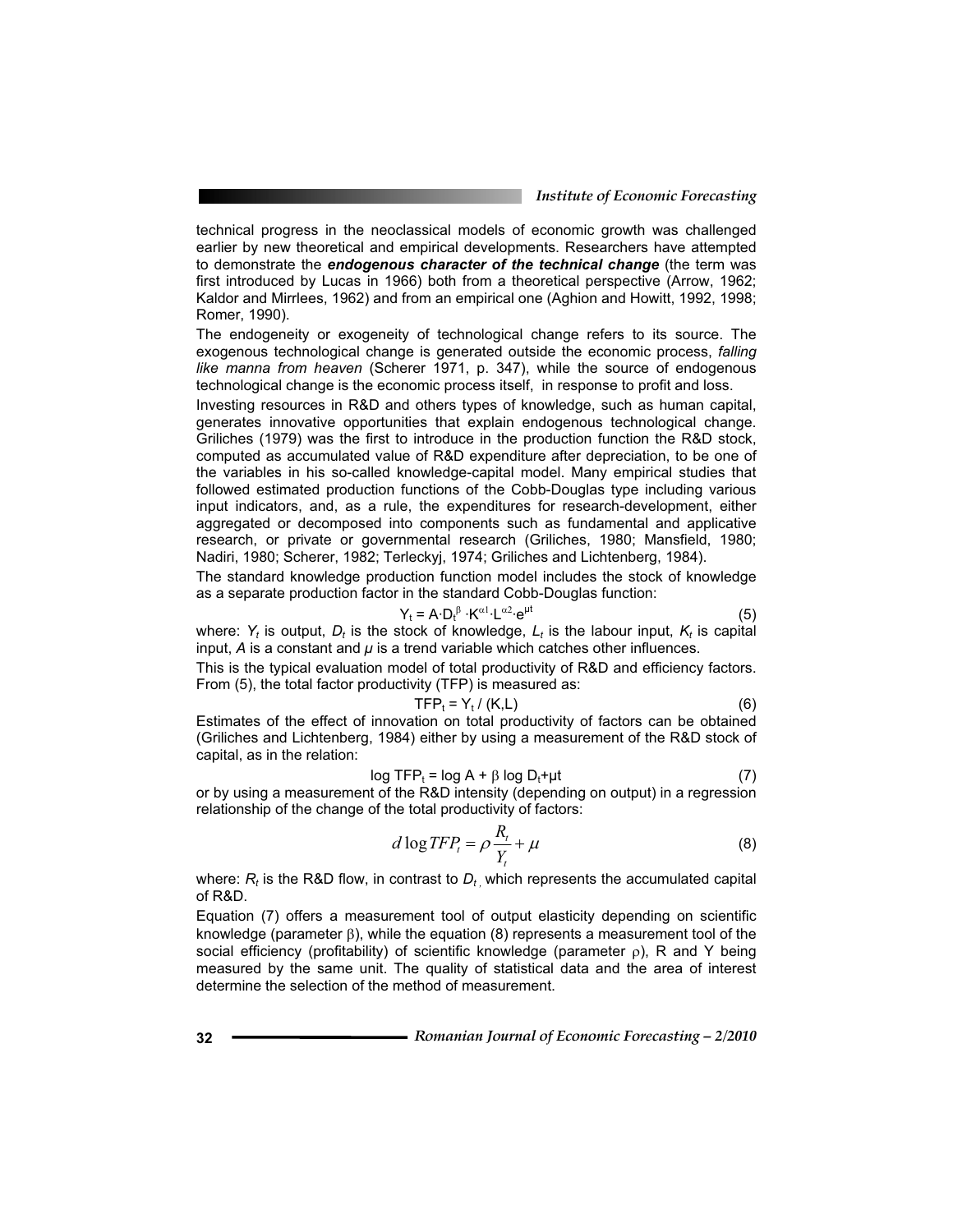technical progress in the neoclassical models of economic growth was challenged earlier by new theoretical and empirical developments. Researchers have attempted to demonstrate the ***endogenous character of the technical change*** (the term was first introduced by Lucas in 1966) both from a theoretical perspective (Arrow, 1962; Kaldor and Mirrlees, 1962) and from an empirical one (Aghion and Howitt, 1992, 1998; Romer, 1990).

The endogeneity or exogeneity of technological change refers to its source. The exogenous technological change is generated outside the economic process, *falling like manna from heaven* (Scherer 1971, p. 347), while the source of endogenous technological change is the economic process itself, in response to profit and loss.

Investing resources in R&D and others types of knowledge, such as human capital, generates innovative opportunities that explain endogenous technological change. Griliches (1979) was the first to introduce in the production function the R&D stock, computed as accumulated value of R&D expenditure after depreciation, to be one of the variables in his so-called knowledge-capital model. Many empirical studies that followed estimated production functions of the Cobb-Douglas type including various input indicators, and, as a rule, the expenditures for research-development, either aggregated or decomposed into components such as fundamental and applicative research, or private or governmental research (Griliches, 1980; Mansfield, 1980; Nadiri, 1980; Scherer, 1982; Terleckyj, 1974; Griliches and Lichtenberg, 1984).

The standard knowledge production function model includes the stock of knowledge as a separate production factor in the standard Cobb-Douglas function:

$$Y_t = A \cdot D_t^{\beta} \cdot K^{\alpha 1} \cdot L^{\alpha 2} \cdot e^{\mu t} \tag{5}$$

where: $Y_t$ is output, $D_t$ is the stock of knowledge, $L_t$ is the labour input, $K_t$ is capital input, $A$ is a constant and $\mu$ is a trend variable which catches other influences.

This is the typical evaluation model of total productivity of R&D and efficiency factors. From (5), the total factor productivity (TFP) is measured as:

$$TFP_t = Y_t / (K,L) \tag{6}$$

Estimates of the effect of innovation on total productivity of factors can be obtained (Griliches and Lichtenberg, 1984) either by using a measurement of the R&D stock of capital, as in the relation:

$$\log TFP_t = \log A + \beta \log D_t + \mu t \tag{7}$$

or by using a measurement of the R&D intensity (depending on output) in a regression relationship of the change of the total productivity of factors:

$$d \log TFP_t = \rho \frac{R_t}{Y_t} + \mu \tag{8}$$

where: $R_t$ is the R&D flow, in contrast to $D_t$, which represents the accumulated capital of R&D.

Equation (7) offers a measurement tool of output elasticity depending on scientific knowledge (parameter $\beta$), while the equation (8) represents a measurement tool of the social efficiency (profitability) of scientific knowledge (parameter $\rho$), R and Y being measured by the same unit. The quality of statistical data and the area of interest determine the selection of the method of measurement.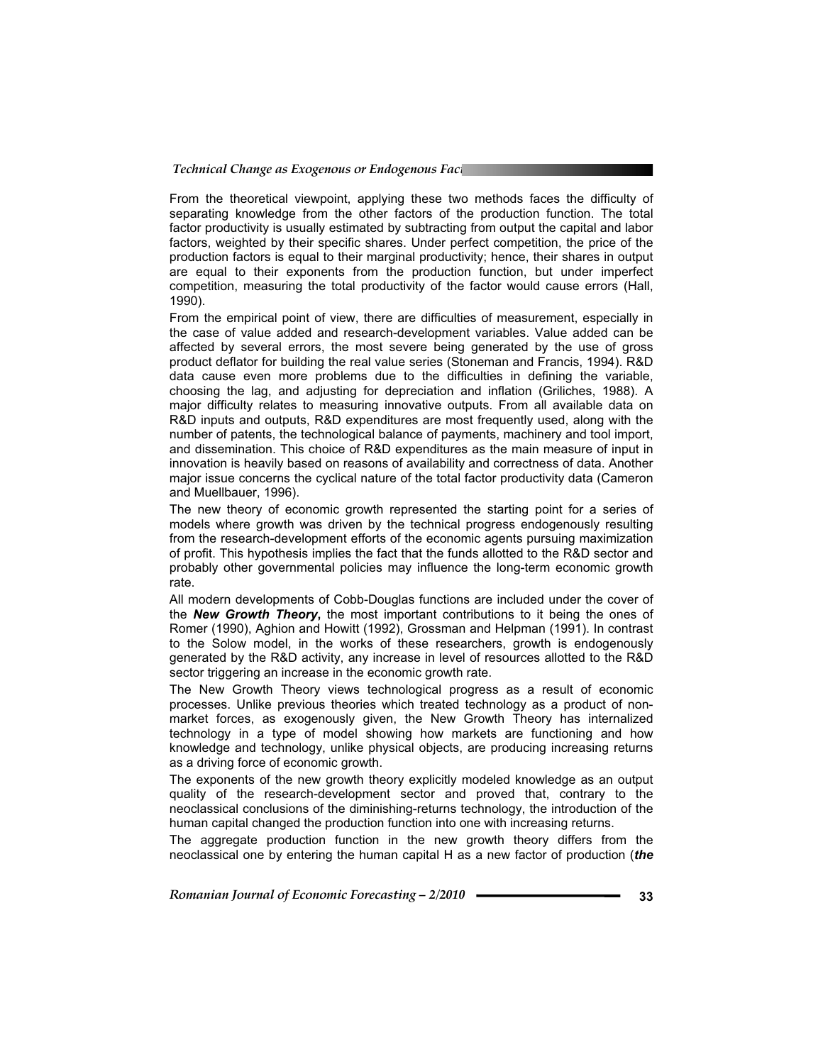From the theoretical viewpoint, applying these two methods faces the difficulty of separating knowledge from the other factors of the production function. The total factor productivity is usually estimated by subtracting from output the capital and labor factors, weighted by their specific shares. Under perfect competition, the price of the production factors is equal to their marginal productivity; hence, their shares in output are equal to their exponents from the production function, but under imperfect competition, measuring the total productivity of the factor would cause errors (Hall, 1990).

From the empirical point of view, there are difficulties of measurement, especially in the case of value added and research-development variables. Value added can be affected by several errors, the most severe being generated by the use of gross product deflator for building the real value series (Stoneman and Francis, 1994). R&D data cause even more problems due to the difficulties in defining the variable, choosing the lag, and adjusting for depreciation and inflation (Griliches, 1988). A major difficulty relates to measuring innovative outputs. From all available data on R&D inputs and outputs, R&D expenditures are most frequently used, along with the number of patents, the technological balance of payments, machinery and tool import, and dissemination. This choice of R&D expenditures as the main measure of input in innovation is heavily based on reasons of availability and correctness of data. Another major issue concerns the cyclical nature of the total factor productivity data (Cameron and Muellbauer, 1996).

The new theory of economic growth represented the starting point for a series of models where growth was driven by the technical progress endogenously resulting from the research-development efforts of the economic agents pursuing maximization of profit. This hypothesis implies the fact that the funds allotted to the R&D sector and probably other governmental policies may influence the long-term economic growth rate.

All modern developments of Cobb-Douglas functions are included under the cover of the ***New Growth Theory***, the most important contributions to it being the ones of Romer (1990), Aghion and Howitt (1992), Grossman and Helpman (1991). In contrast to the Solow model, in the works of these researchers, growth is endogenously generated by the R&D activity, any increase in level of resources allotted to the R&D sector triggering an increase in the economic growth rate.

The New Growth Theory views technological progress as a result of economic processes. Unlike previous theories which treated technology as a product of non-market forces, as exogenously given, the New Growth Theory has internalized technology in a type of model showing how markets are functioning and how knowledge and technology, unlike physical objects, are producing increasing returns as a driving force of economic growth.

The exponents of the new growth theory explicitly modeled knowledge as an output quality of the research-development sector and proved that, contrary to the neoclassical conclusions of the diminishing-returns technology, the introduction of the human capital changed the production function into one with increasing returns.

The aggregate production function in the new growth theory differs from the neoclassical one by entering the human capital H as a new factor of production (***the***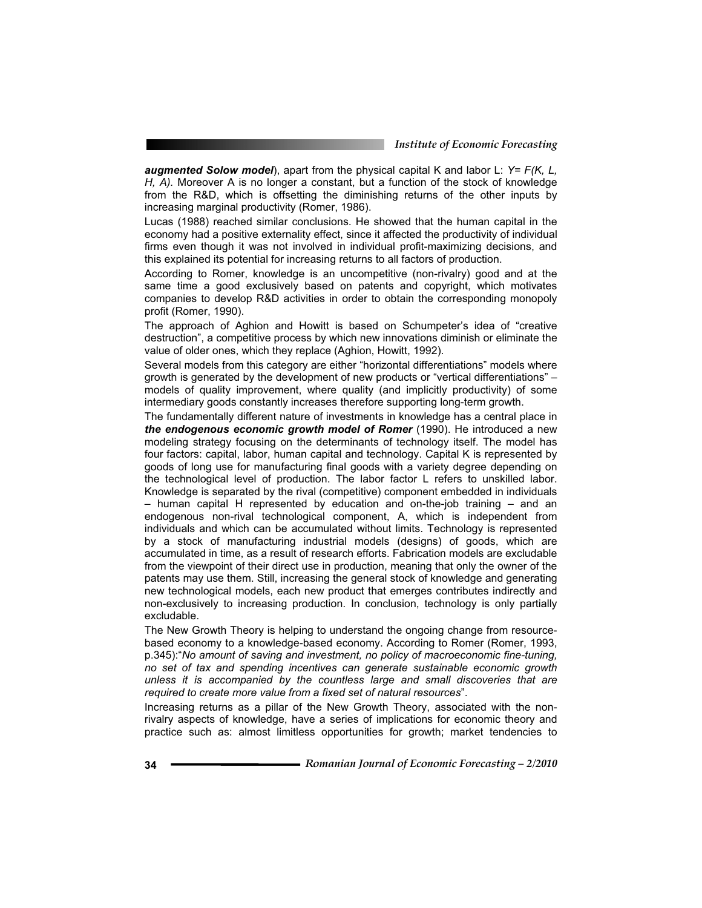***augmented Solow model***), apart from the physical capital K and labor L: *Y= F(K, L, H, A).* Moreover A is no longer a constant, but a function of the stock of knowledge from the R&D, which is offsetting the diminishing returns of the other inputs by increasing marginal productivity (Romer, 1986).

Lucas (1988) reached similar conclusions. He showed that the human capital in the economy had a positive externality effect, since it affected the productivity of individual firms even though it was not involved in individual profit-maximizing decisions, and this explained its potential for increasing returns to all factors of production.

According to Romer, knowledge is an uncompetitive (non-rivalry) good and at the same time a good exclusively based on patents and copyright, which motivates companies to develop R&D activities in order to obtain the corresponding monopoly profit (Romer, 1990).

The approach of Aghion and Howitt is based on Schumpeter's idea of "creative destruction", a competitive process by which new innovations diminish or eliminate the value of older ones, which they replace (Aghion, Howitt, 1992).

Several models from this category are either "horizontal differentiations" models where growth is generated by the development of new products or "vertical differentiations" – models of quality improvement, where quality (and implicitly productivity) of some intermediary goods constantly increases therefore supporting long-term growth.

The fundamentally different nature of investments in knowledge has a central place in ***the endogenous economic growth model of Romer*** (1990). He introduced a new modeling strategy focusing on the determinants of technology itself. The model has four factors: capital, labor, human capital and technology. Capital K is represented by goods of long use for manufacturing final goods with a variety degree depending on the technological level of production. The labor factor L refers to unskilled labor. Knowledge is separated by the rival (competitive) component embedded in individuals – human capital H represented by education and on-the-job training – and an endogenous non-rival technological component, A, which is independent from individuals and which can be accumulated without limits. Technology is represented by a stock of manufacturing industrial models (designs) of goods, which are accumulated in time, as a result of research efforts. Fabrication models are excludable from the viewpoint of their direct use in production, meaning that only the owner of the patents may use them. Still, increasing the general stock of knowledge and generating new technological models, each new product that emerges contributes indirectly and non-exclusively to increasing production. In conclusion, technology is only partially excludable.

The New Growth Theory is helping to understand the ongoing change from resource-based economy to a knowledge-based economy. According to Romer (Romer, 1993, p.345):"*No amount of saving and investment, no policy of macroeconomic fine-tuning, no set of tax and spending incentives can generate sustainable economic growth unless it is accompanied by the countless large and small discoveries that are required to create more value from a fixed set of natural resources*".

Increasing returns as a pillar of the New Growth Theory, associated with the non-rivalry aspects of knowledge, have a series of implications for economic theory and practice such as: almost limitless opportunities for growth; market tendencies to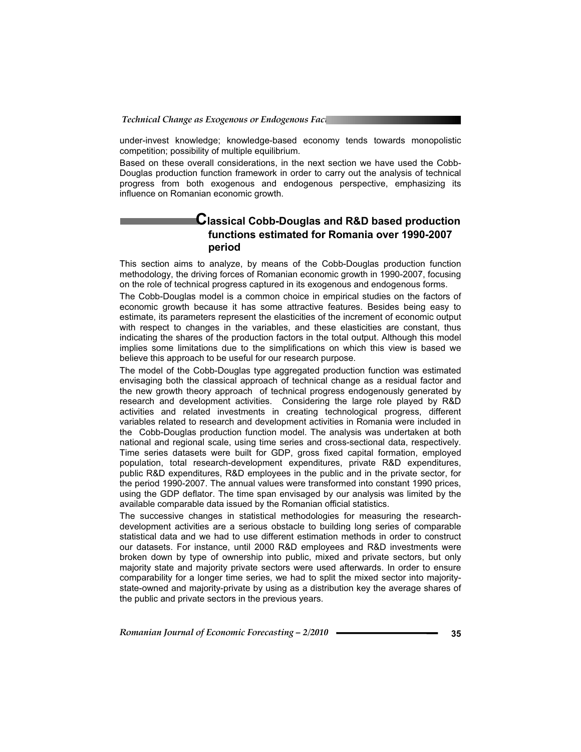under-invest knowledge; knowledge-based economy tends towards monopolistic competition; possibility of multiple equilibrium.

Based on these overall considerations, in the next section we have used the Cobb-Douglas production function framework in order to carry out the analysis of technical progress from both exogenous and endogenous perspective, emphasizing its influence on Romanian economic growth.

## Classical Cobb-Douglas and R&D based production functions estimated for Romania over 1990-2007 period

This section aims to analyze, by means of the Cobb-Douglas production function methodology, the driving forces of Romanian economic growth in 1990-2007, focusing on the role of technical progress captured in its exogenous and endogenous forms.

The Cobb-Douglas model is a common choice in empirical studies on the factors of economic growth because it has some attractive features. Besides being easy to estimate, its parameters represent the elasticities of the increment of economic output with respect to changes in the variables, and these elasticities are constant, thus indicating the shares of the production factors in the total output. Although this model implies some limitations due to the simplifications on which this view is based we believe this approach to be useful for our research purpose.

The model of the Cobb-Douglas type aggregated production function was estimated envisaging both the classical approach of technical change as a residual factor and the new growth theory approach of technical progress endogenously generated by research and development activities. Considering the large role played by R&D activities and related investments in creating technological progress, different variables related to research and development activities in Romania were included in the Cobb-Douglas production function model. The analysis was undertaken at both national and regional scale, using time series and cross-sectional data, respectively. Time series datasets were built for GDP, gross fixed capital formation, employed population, total research-development expenditures, private R&D expenditures, public R&D expenditures, R&D employees in the public and in the private sector, for the period 1990-2007. The annual values were transformed into constant 1990 prices, using the GDP deflator. The time span envisaged by our analysis was limited by the available comparable data issued by the Romanian official statistics.

The successive changes in statistical methodologies for measuring the research-development activities are a serious obstacle to building long series of comparable statistical data and we had to use different estimation methods in order to construct our datasets. For instance, until 2000 R&D employees and R&D investments were broken down by type of ownership into public, mixed and private sectors, but only majority state and majority private sectors were used afterwards. In order to ensure comparability for a longer time series, we had to split the mixed sector into majority-state-owned and majority-private by using as a distribution key the average shares of the public and private sectors in the previous years.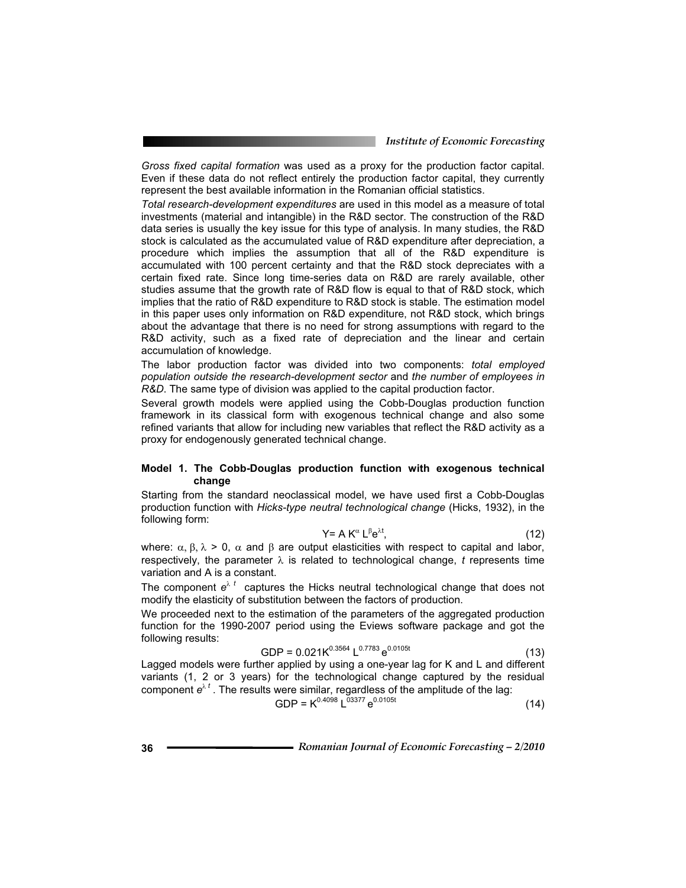*Gross fixed capital formation* was used as a proxy for the production factor capital. Even if these data do not reflect entirely the production factor capital, they currently represent the best available information in the Romanian official statistics.

*Total research-development expenditures* are used in this model as a measure of total investments (material and intangible) in the R&D sector. The construction of the R&D data series is usually the key issue for this type of analysis. In many studies, the R&D stock is calculated as the accumulated value of R&D expenditure after depreciation, a procedure which implies the assumption that all of the R&D expenditure is accumulated with 100 percent certainty and that the R&D stock depreciates with a certain fixed rate. Since long time-series data on R&D are rarely available, other studies assume that the growth rate of R&D flow is equal to that of R&D stock, which implies that the ratio of R&D expenditure to R&D stock is stable. The estimation model in this paper uses only information on R&D expenditure, not R&D stock, which brings about the advantage that there is no need for strong assumptions with regard to the R&D activity, such as a fixed rate of depreciation and the linear and certain accumulation of knowledge.

The labor production factor was divided into two components: *total employed population outside the research-development sector* and *the number of employees in R&D*. The same type of division was applied to the capital production factor.

Several growth models were applied using the Cobb-Douglas production function framework in its classical form with exogenous technical change and also some refined variants that allow for including new variables that reflect the R&D activity as a proxy for endogenously generated technical change.

**Model 1. The Cobb-Douglas production function with exogenous technical change**

Starting from the standard neoclassical model, we have used first a Cobb-Douglas production function with *Hicks-type neutral technological change* (Hicks, 1932), in the following form:

$$Y = A K^{\alpha} L^{\beta} e^{\lambda t}, \quad (12)$$

where: $\alpha, \beta, \lambda > 0$, $\alpha$ and $\beta$ are output elasticities with respect to capital and labor, respectively, the parameter $\lambda$ is related to technological change, *t* represents time variation and A is a constant.

The component $e^{\lambda t}$ captures the Hicks neutral technological change that does not modify the elasticity of substitution between the factors of production.

We proceeded next to the estimation of the parameters of the aggregated production function for the 1990-2007 period using the Eviews software package and got the following results:

$$GDP = 0.021 K^{0.3564} L^{0.7783} e^{0.0105t} \quad (13)$$

Lagged models were further applied by using a one-year lag for K and L and different variants (1, 2 or 3 years) for the technological change captured by the residual component $e^{\lambda t}$. The results were similar, regardless of the amplitude of the lag:

$$GDP = K^{0.4098} L^{03377} e^{0.0105t} \quad (14)$$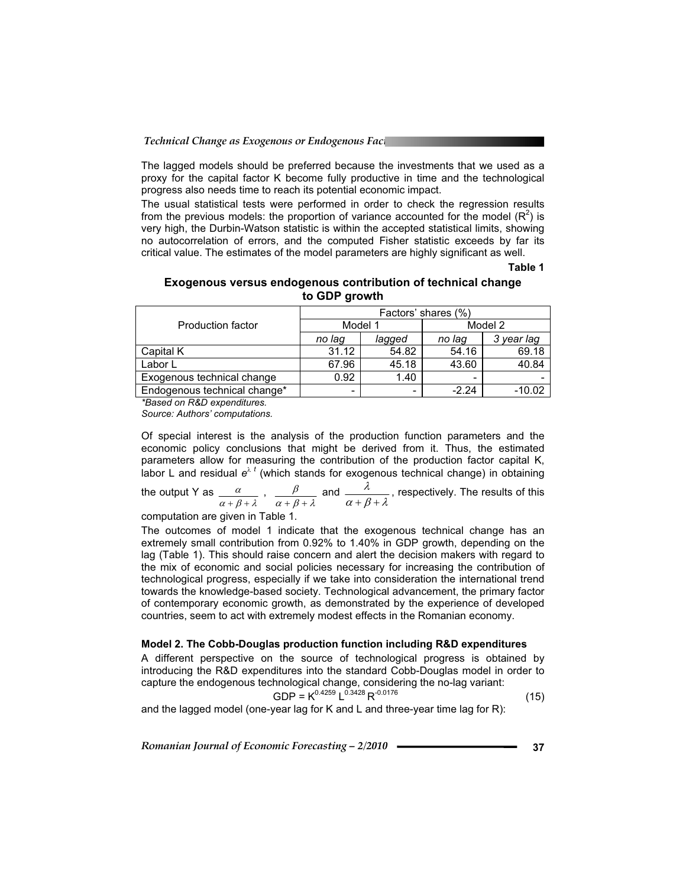The lagged models should be preferred because the investments that we used as a proxy for the capital factor K become fully productive in time and the technological progress also needs time to reach its potential economic impact.

The usual statistical tests were performed in order to check the regression results from the previous models: the proportion of variance accounted for the model ($R^2$) is very high, the Durbin-Watson statistic is within the accepted statistical limits, showing no autocorrelation of errors, and the computed Fisher statistic exceeds by far its critical value. The estimates of the model parameters are highly significant as well.

**Table 1**

**Exogenous versus endogenous contribution of technical change to GDP growth**

| Production factor | Factors' shares (%) | | | |
|---|---|---|---|---|
| | Model 1 | | Model 2 | |
| | *no lag* | *lagged* | *no lag* | *3 year lag* |
| Capital K | 31.12 | 54.82 | 54.16 | 69.18 |
| Labor L | 67.96 | 45.18 | 43.60 | 40.84 |
| Exogenous technical change | 0.92 | 1.40 | - | - |
| Endogenous technical change* | - | - | -2.24 | -10.02 |

*\*Based on R&D expenditures.*

*Source: Authors' computations.*

Of special interest is the analysis of the production function parameters and the economic policy conclusions that might be derived from it. Thus, the estimated parameters allow for measuring the contribution of the production factor capital K, labor L and residual $e^{\lambda t}$ (which stands for exogenous technical change) in obtaining the output Y as $\frac{\alpha}{\alpha+\beta+\lambda}$, $\frac{\beta}{\alpha+\beta+\lambda}$ and $\frac{\lambda}{\alpha+\beta+\lambda}$, respectively. The results of this computation are given in Table 1.

The outcomes of model 1 indicate that the exogenous technical change has an extremely small contribution from 0.92% to 1.40% in GDP growth, depending on the lag (Table 1). This should raise concern and alert the decision makers with regard to the mix of economic and social policies necessary for increasing the contribution of technological progress, especially if we take into consideration the international trend towards the knowledge-based society. Technological advancement, the primary factor of contemporary economic growth, as demonstrated by the experience of developed countries, seem to act with extremely modest effects in the Romanian economy.

**Model 2. The Cobb-Douglas production function including R&D expenditures**

A different perspective on the source of technological progress is obtained by introducing the R&D expenditures into the standard Cobb-Douglas model in order to capture the endogenous technological change, considering the no-lag variant:

$$GDP = K^{0.4259} L^{0.3428} R^{-0.0176} \tag{15}$$

and the lagged model (one-year lag for K and L and three-year time lag for R):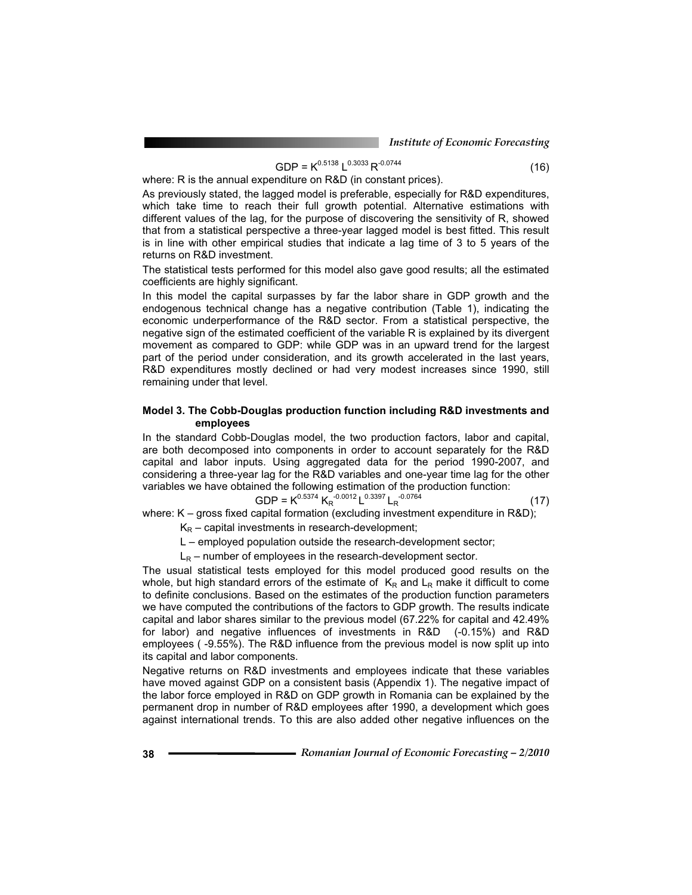$$GDP = K^{0.5138} L^{0.3033} R^{-0.0744} \quad (16)$$

where: R is the annual expenditure on R&D (in constant prices).

As previously stated, the lagged model is preferable, especially for R&D expenditures, which take time to reach their full growth potential. Alternative estimations with different values of the lag, for the purpose of discovering the sensitivity of R, showed that from a statistical perspective a three-year lagged model is best fitted. This result is in line with other empirical studies that indicate a lag time of 3 to 5 years of the returns on R&D investment.

The statistical tests performed for this model also gave good results; all the estimated coefficients are highly significant.

In this model the capital surpasses by far the labor share in GDP growth and the endogenous technical change has a negative contribution (Table 1), indicating the economic underperformance of the R&D sector. From a statistical perspective, the negative sign of the estimated coefficient of the variable R is explained by its divergent movement as compared to GDP: while GDP was in an upward trend for the largest part of the period under consideration, and its growth accelerated in the last years, R&D expenditures mostly declined or had very modest increases since 1990, still remaining under that level.

### Model 3. The Cobb-Douglas production function including R&D investments and employees

In the standard Cobb-Douglas model, the two production factors, labor and capital, are both decomposed into components in order to account separately for the R&D capital and labor inputs. Using aggregated data for the period 1990-2007, and considering a three-year lag for the R&D variables and one-year time lag for the other variables we have obtained the following estimation of the production function:

$$GDP = K^{0.5374} K_R^{-0.0012} L^{0.3397} L_R^{-0.0764} \quad (17)$$

where: K – gross fixed capital formation (excluding investment expenditure in R&D);

$K_R$ – capital investments in research-development;

L – employed population outside the research-development sector;

$L_R$ – number of employees in the research-development sector.

The usual statistical tests employed for this model produced good results on the whole, but high standard errors of the estimate of $K_R$ and $L_R$ make it difficult to come to definite conclusions. Based on the estimates of the production function parameters we have computed the contributions of the factors to GDP growth. The results indicate capital and labor shares similar to the previous model (67.22% for capital and 42.49% for labor) and negative influences of investments in R&D (-0.15%) and R&D employees ( -9.55%). The R&D influence from the previous model is now split up into its capital and labor components.

Negative returns on R&D investments and employees indicate that these variables have moved against GDP on a consistent basis (Appendix 1). The negative impact of the labor force employed in R&D on GDP growth in Romania can be explained by the permanent drop in number of R&D employees after 1990, a development which goes against international trends. To this are also added other negative influences on the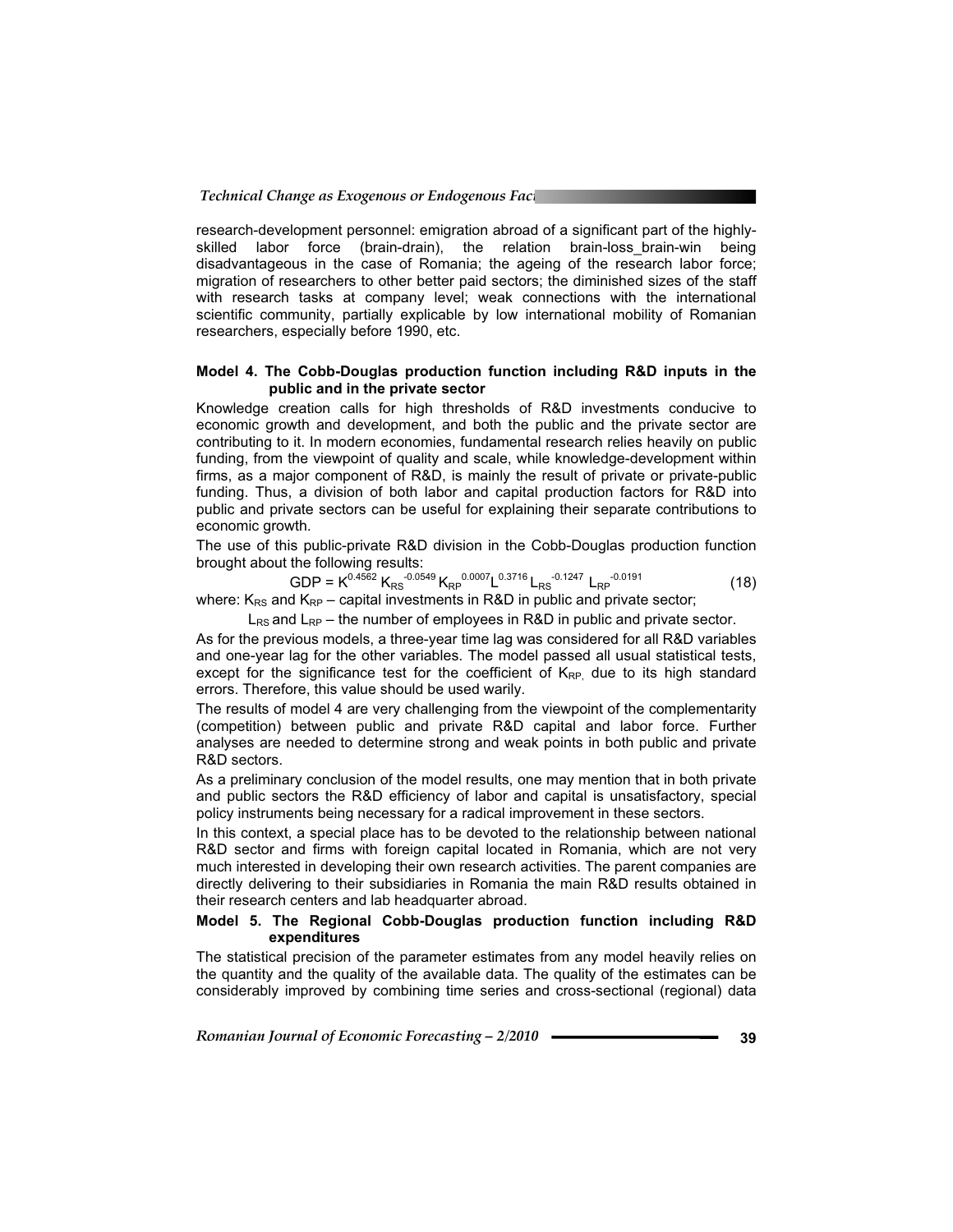research-development personnel: emigration abroad of a significant part of the highly-skilled labor force (brain-drain), the relation brain-loss_brain-win being disadvantageous in the case of Romania; the ageing of the research labor force; migration of researchers to other better paid sectors; the diminished sizes of the staff with research tasks at company level; weak connections with the international scientific community, partially explicable by low international mobility of Romanian researchers, especially before 1990, etc.

**Model 4. The Cobb-Douglas production function including R&D inputs in the public and in the private sector**

Knowledge creation calls for high thresholds of R&D investments conducive to economic growth and development, and both the public and the private sector are contributing to it. In modern economies, fundamental research relies heavily on public funding, from the viewpoint of quality and scale, while knowledge-development within firms, as a major component of R&D, is mainly the result of private or private-public funding. Thus, a division of both labor and capital production factors for R&D into public and private sectors can be useful for explaining their separate contributions to economic growth.

The use of this public-private R&D division in the Cobb-Douglas production function brought about the following results:

$$GDP = K^{0.4562} K_{RS}^{-0.0549} K_{RP}^{0.0007} L^{0.3716} L_{RS}^{-0.1247} L_{RP}^{-0.0191} \tag{18}$$

where: $K_{RS}$ and $K_{RP}$ – capital investments in R&D in public and private sector;

$L_{RS}$ and $L_{RP}$ – the number of employees in R&D in public and private sector.

As for the previous models, a three-year time lag was considered for all R&D variables and one-year lag for the other variables. The model passed all usual statistical tests, except for the significance test for the coefficient of $K_{RP}$, due to its high standard errors. Therefore, this value should be used warily.

The results of model 4 are very challenging from the viewpoint of the complementarity (competition) between public and private R&D capital and labor force. Further analyses are needed to determine strong and weak points in both public and private R&D sectors.

As a preliminary conclusion of the model results, one may mention that in both private and public sectors the R&D efficiency of labor and capital is unsatisfactory, special policy instruments being necessary for a radical improvement in these sectors.

In this context, a special place has to be devoted to the relationship between national R&D sector and firms with foreign capital located in Romania, which are not very much interested in developing their own research activities. The parent companies are directly delivering to their subsidiaries in Romania the main R&D results obtained in their research centers and lab headquarter abroad.

**Model 5. The Regional Cobb-Douglas production function including R&D expenditures**

The statistical precision of the parameter estimates from any model heavily relies on the quantity and the quality of the available data. The quality of the estimates can be considerably improved by combining time series and cross-sectional (regional) data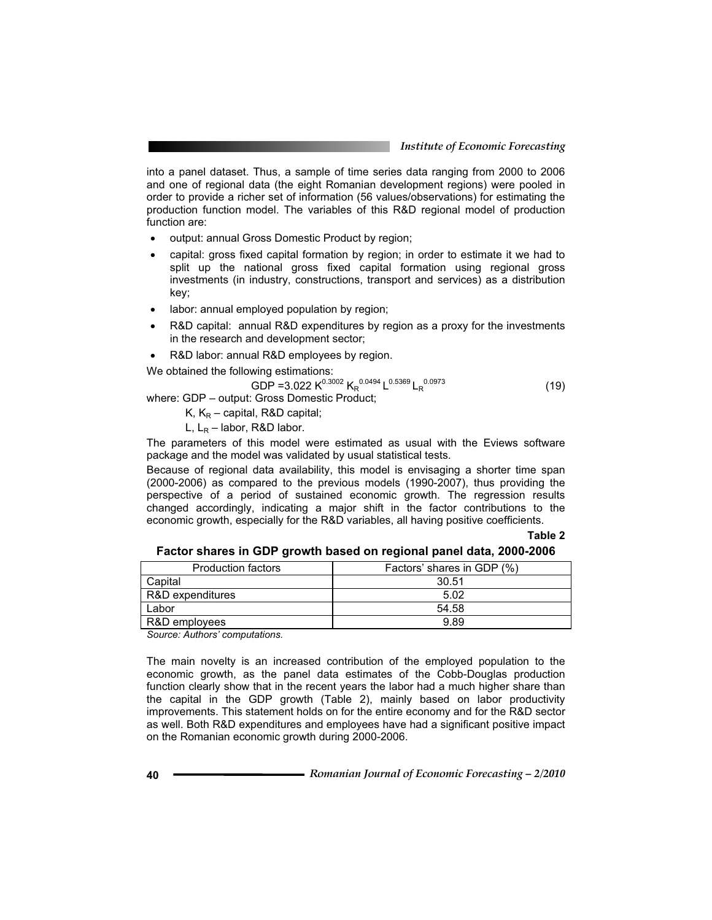into a panel dataset. Thus, a sample of time series data ranging from 2000 to 2006 and one of regional data (the eight Romanian development regions) were pooled in order to provide a richer set of information (56 values/observations) for estimating the production function model. The variables of this R&D regional model of production function are:

- output: annual Gross Domestic Product by region;
- capital: gross fixed capital formation by region; in order to estimate it we had to split up the national gross fixed capital formation using regional gross investments (in industry, constructions, transport and services) as a distribution key;
- labor: annual employed population by region;
- R&D capital: annual R&D expenditures by region as a proxy for the investments in the research and development sector;
- R&D labor: annual R&D employees by region.

We obtained the following estimations:

$$GDP = 3.022\ K^{0.3002}\ K_R^{\ 0.0494}\ L^{0.5369}\ L_R^{\ 0.0973} \tag{19}$$

where: GDP – output: Gross Domestic Product;

$K$, $K_R$ – capital, R&D capital;

$L$, $L_R$ – labor, R&D labor.

The parameters of this model were estimated as usual with the Eviews software package and the model was validated by usual statistical tests.

Because of regional data availability, this model is envisaging a shorter time span (2000-2006) as compared to the previous models (1990-2007), thus providing the perspective of a period of sustained economic growth. The regression results changed accordingly, indicating a major shift in the factor contributions to the economic growth, especially for the R&D variables, all having positive coefficients.

**Table 2**

**Factor shares in GDP growth based on regional panel data, 2000-2006**

| Production factors | Factors' shares in GDP (%) |
| --- | --- |
| Capital | 30.51 |
| R&D expenditures | 5.02 |
| Labor | 54.58 |
| R&D employees | 9.89 |

*Source: Authors' computations.*

The main novelty is an increased contribution of the employed population to the economic growth, as the panel data estimates of the Cobb-Douglas production function clearly show that in the recent years the labor had a much higher share than the capital in the GDP growth (Table 2), mainly based on labor productivity improvements. This statement holds on for the entire economy and for the R&D sector as well. Both R&D expenditures and employees have had a significant positive impact on the Romanian economic growth during 2000-2006.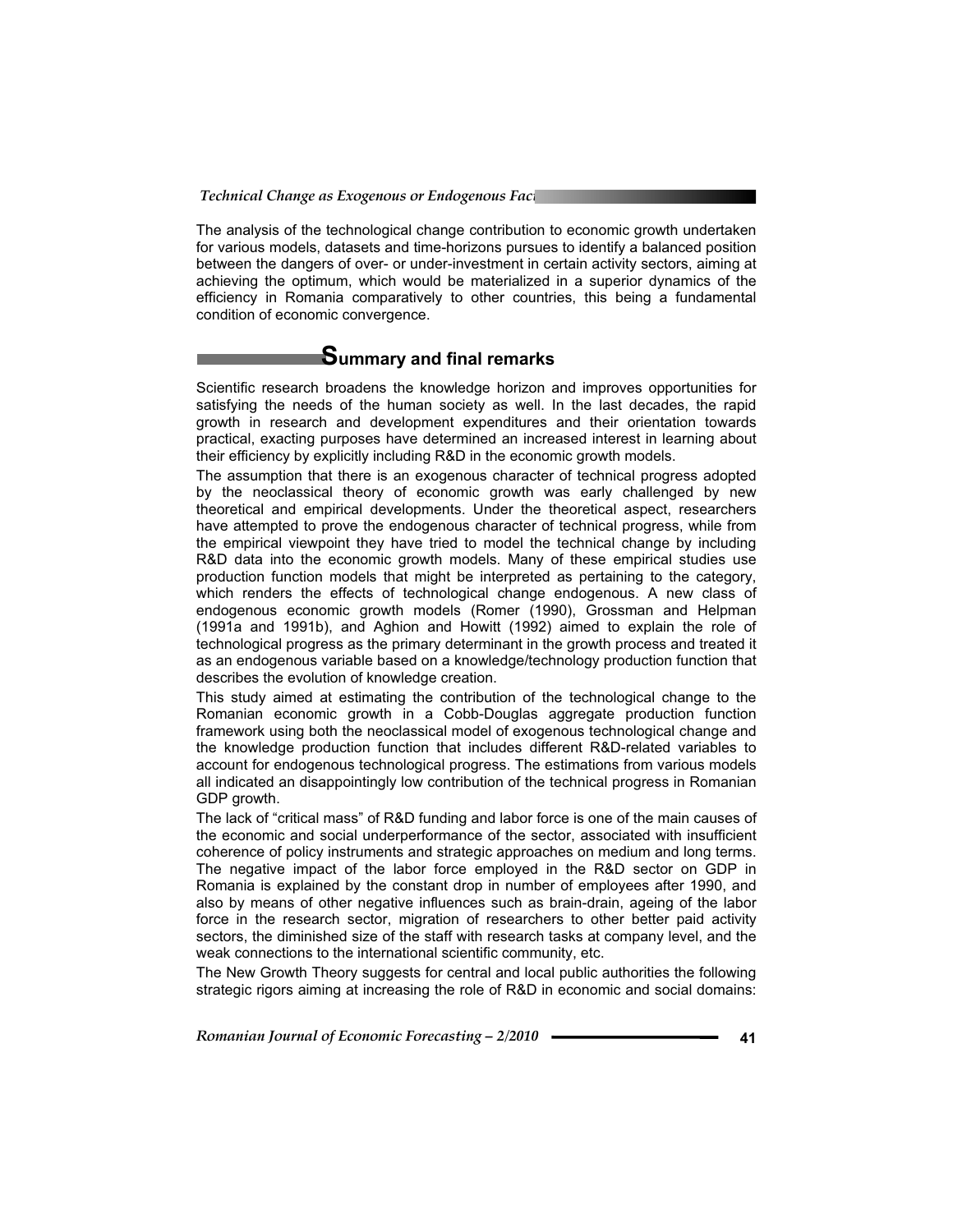The analysis of the technological change contribution to economic growth undertaken for various models, datasets and time-horizons pursues to identify a balanced position between the dangers of over- or under-investment in certain activity sectors, aiming at achieving the optimum, which would be materialized in a superior dynamics of the efficiency in Romania comparatively to other countries, this being a fundamental condition of economic convergence.

## Summary and final remarks

Scientific research broadens the knowledge horizon and improves opportunities for satisfying the needs of the human society as well. In the last decades, the rapid growth in research and development expenditures and their orientation towards practical, exacting purposes have determined an increased interest in learning about their efficiency by explicitly including R&D in the economic growth models.

The assumption that there is an exogenous character of technical progress adopted by the neoclassical theory of economic growth was early challenged by new theoretical and empirical developments. Under the theoretical aspect, researchers have attempted to prove the endogenous character of technical progress, while from the empirical viewpoint they have tried to model the technical change by including R&D data into the economic growth models. Many of these empirical studies use production function models that might be interpreted as pertaining to the category, which renders the effects of technological change endogenous. A new class of endogenous economic growth models (Romer (1990), Grossman and Helpman (1991a and 1991b), and Aghion and Howitt (1992) aimed to explain the role of technological progress as the primary determinant in the growth process and treated it as an endogenous variable based on a knowledge/technology production function that describes the evolution of knowledge creation.

This study aimed at estimating the contribution of the technological change to the Romanian economic growth in a Cobb-Douglas aggregate production function framework using both the neoclassical model of exogenous technological change and the knowledge production function that includes different R&D-related variables to account for endogenous technological progress. The estimations from various models all indicated an disappointingly low contribution of the technical progress in Romanian GDP growth.

The lack of "critical mass" of R&D funding and labor force is one of the main causes of the economic and social underperformance of the sector, associated with insufficient coherence of policy instruments and strategic approaches on medium and long terms. The negative impact of the labor force employed in the R&D sector on GDP in Romania is explained by the constant drop in number of employees after 1990, and also by means of other negative influences such as brain-drain, ageing of the labor force in the research sector, migration of researchers to other better paid activity sectors, the diminished size of the staff with research tasks at company level, and the weak connections to the international scientific community, etc.

The New Growth Theory suggests for central and local public authorities the following strategic rigors aiming at increasing the role of R&D in economic and social domains: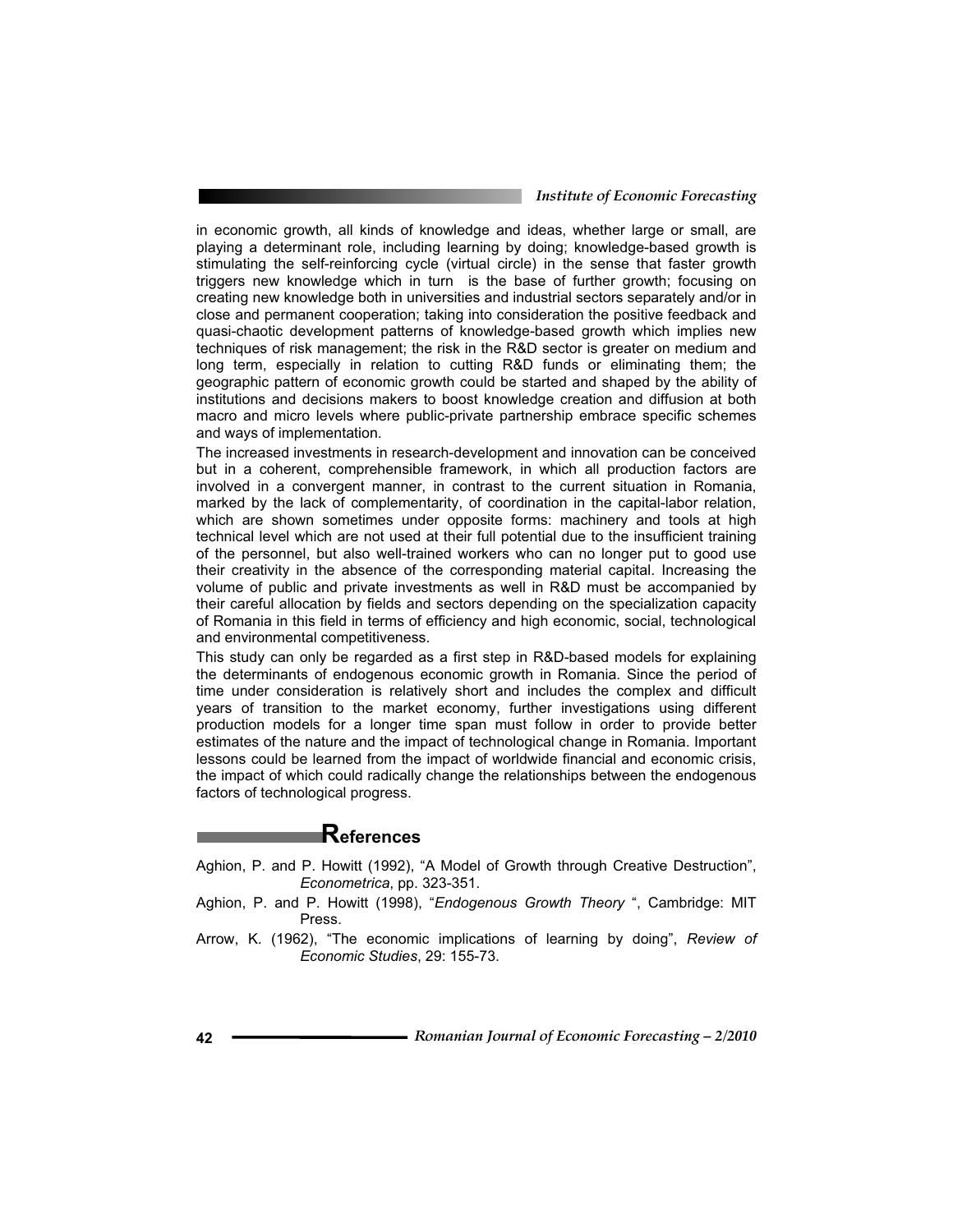in economic growth, all kinds of knowledge and ideas, whether large or small, are playing a determinant role, including learning by doing; knowledge-based growth is stimulating the self-reinforcing cycle (virtual circle) in the sense that faster growth triggers new knowledge which in turn is the base of further growth; focusing on creating new knowledge both in universities and industrial sectors separately and/or in close and permanent cooperation; taking into consideration the positive feedback and quasi-chaotic development patterns of knowledge-based growth which implies new techniques of risk management; the risk in the R&D sector is greater on medium and long term, especially in relation to cutting R&D funds or eliminating them; the geographic pattern of economic growth could be started and shaped by the ability of institutions and decisions makers to boost knowledge creation and diffusion at both macro and micro levels where public-private partnership embrace specific schemes and ways of implementation.

The increased investments in research-development and innovation can be conceived but in a coherent, comprehensible framework, in which all production factors are involved in a convergent manner, in contrast to the current situation in Romania, marked by the lack of complementarity, of coordination in the capital-labor relation, which are shown sometimes under opposite forms: machinery and tools at high technical level which are not used at their full potential due to the insufficient training of the personnel, but also well-trained workers who can no longer put to good use their creativity in the absence of the corresponding material capital. Increasing the volume of public and private investments as well in R&D must be accompanied by their careful allocation by fields and sectors depending on the specialization capacity of Romania in this field in terms of efficiency and high economic, social, technological and environmental competitiveness.

This study can only be regarded as a first step in R&D-based models for explaining the determinants of endogenous economic growth in Romania. Since the period of time under consideration is relatively short and includes the complex and difficult years of transition to the market economy, further investigations using different production models for a longer time span must follow in order to provide better estimates of the nature and the impact of technological change in Romania. Important lessons could be learned from the impact of worldwide financial and economic crisis, the impact of which could radically change the relationships between the endogenous factors of technological progress.

## References

Aghion, P. and P. Howitt (1992), "A Model of Growth through Creative Destruction", *Econometrica*, pp. 323-351.

Aghion, P. and P. Howitt (1998), "*Endogenous Growth Theory* ", Cambridge: MIT Press.

Arrow, K. (1962), "The economic implications of learning by doing", *Review of Economic Studies*, 29: 155-73.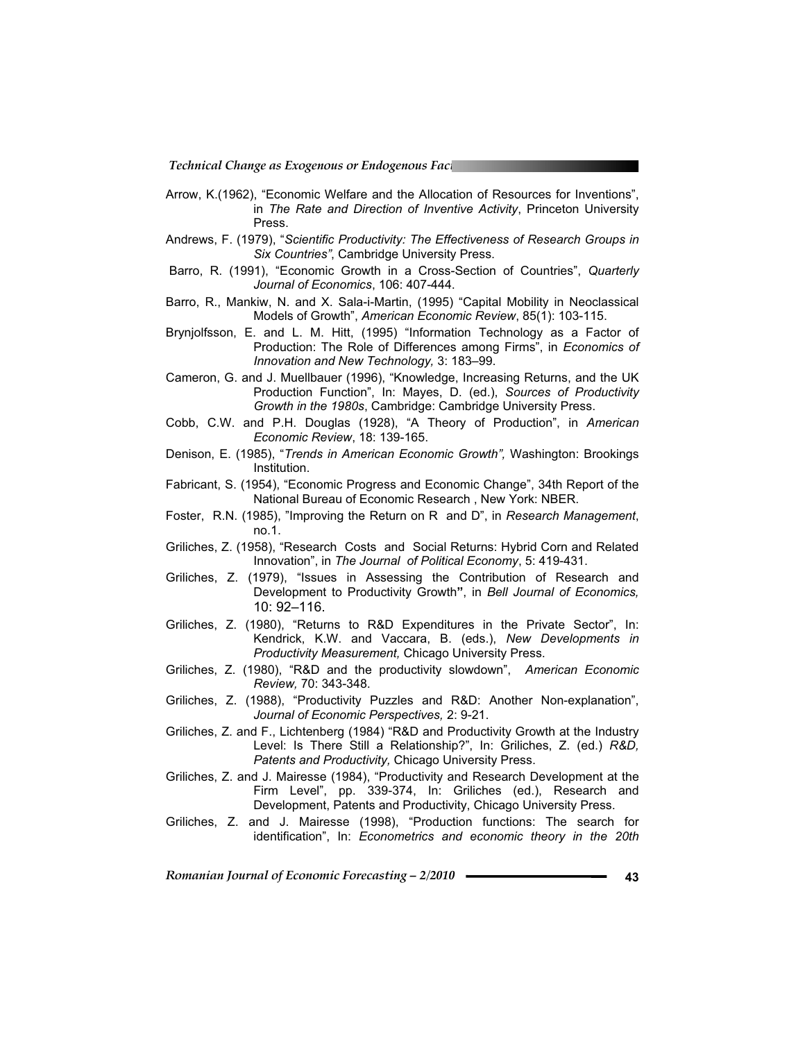Arrow, K.(1962), “Economic Welfare and the Allocation of Resources for Inventions”, in *The Rate and Direction of Inventive Activity*, Princeton University Press.

Andrews, F. (1979), “*Scientific Productivity: The Effectiveness of Research Groups in Six Countries”*, Cambridge University Press.

Barro, R. (1991), “Economic Growth in a Cross-Section of Countries”, *Quarterly Journal of Economics*, 106: 407-444.

Barro, R., Mankiw, N. and X. Sala-i-Martin, (1995) “Capital Mobility in Neoclassical Models of Growth”, *American Economic Review*, 85(1): 103-115.

Brynjolfsson, E. and L. M. Hitt, (1995) “Information Technology as a Factor of Production: The Role of Differences among Firms”, in *Economics of Innovation and New Technology,* 3: 183–99.

Cameron, G. and J. Muellbauer (1996), “Knowledge, Increasing Returns, and the UK Production Function”, In: Mayes, D. (ed.), *Sources of Productivity Growth in the 1980s*, Cambridge: Cambridge University Press.

Cobb, C.W. and P.H. Douglas (1928), “A Theory of Production”, in *American Economic Review*, 18: 139-165.

Denison, E. (1985), “*Trends in American Economic Growth”,* Washington: Brookings Institution.

Fabricant, S. (1954), “Economic Progress and Economic Change”, 34th Report of the National Bureau of Economic Research , New York: NBER.

Foster, R.N. (1985), ”Improving the Return on R and D”, in *Research Management*, no.1.

Griliches, Z. (1958), “Research Costs and Social Returns: Hybrid Corn and Related Innovation”, in *The Journal of Political Economy*, 5: 419-431.

Griliches, Z. (1979), “Issues in Assessing the Contribution of Research and Development to Productivity Growth**”**, in *Bell Journal of Economics,* 10: 92–116.

Griliches, Z. (1980), “Returns to R&D Expenditures in the Private Sector”, In: Kendrick, K.W. and Vaccara, B. (eds.), *New Developments in Productivity Measurement,* Chicago University Press.

Griliches, Z. (1980), “R&D and the productivity slowdown”, *American Economic Review,* 70: 343-348.

Griliches, Z. (1988), “Productivity Puzzles and R&D: Another Non-explanation”, *Journal of Economic Perspectives,* 2: 9-21.

Griliches, Z. and F., Lichtenberg (1984) “R&D and Productivity Growth at the Industry Level: Is There Still a Relationship?”, In: Griliches, Z. (ed.) *R&D, Patents and Productivity,* Chicago University Press.

Griliches, Z. and J. Mairesse (1984), “Productivity and Research Development at the Firm Level”, pp. 339-374, In: Griliches (ed.), Research and Development, Patents and Productivity, Chicago University Press.

Griliches, Z. and J. Mairesse (1998), “Production functions: The search for identification”, In: *Econometrics and economic theory in the 20th*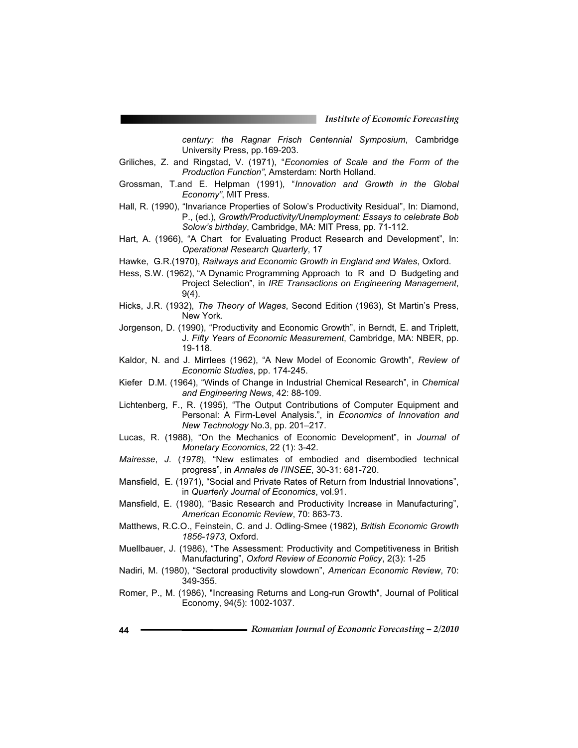*century: the Ragnar Frisch Centennial Symposium*, Cambridge University Press, pp.169-203.

Griliches, Z. and Ringstad, V. (1971), "*Economies of Scale and the Form of the Production Function"*, Amsterdam: North Holland.

Grossman, T.and E. Helpman (1991), "*Innovation and Growth in the Global Economy"*, MIT Press.

Hall, R. (1990), "Invariance Properties of Solow's Productivity Residual", In: Diamond, P., (ed.), *Growth/Productivity/Unemployment: Essays to celebrate Bob Solow's birthday*, Cambridge, MA: MIT Press, pp. 71-112.

Hart, A. (1966), "A Chart for Evaluating Product Research and Development", In: *Operational Research Quarterly*, 17

Hawke, G.R.(1970), *Railways and Economic Growth in England and Wales*, Oxford.

Hess, S.W. (1962), "A Dynamic Programming Approach to R and D Budgeting and Project Selection", in *IRE Transactions on Engineering Management*, 9(4).

Hicks, J.R. (1932), *The Theory of Wages*, Second Edition (1963), St Martin's Press, New York.

Jorgenson, D. (1990), "Productivity and Economic Growth", in Berndt, E. and Triplett, J. *Fifty Years of Economic Measurement*, Cambridge, MA: NBER, pp. 19-118.

Kaldor, N. and J. Mirrlees (1962), "A New Model of Economic Growth", *Review of Economic Studies*, pp. 174-245.

Kiefer D.M. (1964), "Winds of Change in Industrial Chemical Research", in *Chemical and Engineering News*, 42: 88-109.

Lichtenberg, F., R. (1995), "The Output Contributions of Computer Equipment and Personal: A Firm-Level Analysis.", in *Economics of Innovation and New Technology* No.3, pp. 201–217.

Lucas, R. (1988), "On the Mechanics of Economic Development", in *Journal of Monetary Economics*, 22 (1): 3-42.

*Mairesse*, *J.* (*1978*), "New estimates of embodied and disembodied technical progress", in *Annales de l'INSEE*, 30-31: 681-720.

Mansfield, E. (1971), "Social and Private Rates of Return from Industrial Innovations", in *Quarterly Journal of Economics*, vol.91.

Mansfield, E. (1980), "Basic Research and Productivity Increase in Manufacturing", *American Economic Review*, 70: 863-73.

Matthews, R.C.O., Feinstein, C. and J. Odling-Smee (1982), *British Economic Growth 1856-1973,* Oxford.

Muellbauer, J. (1986), "The Assessment: Productivity and Competitiveness in British Manufacturing", *Oxford Review of Economic Policy*, 2(3): 1-25

Nadiri, M. (1980), "Sectoral productivity slowdown", *American Economic Review*, 70: 349-355.

Romer, P., M. (1986), "Increasing Returns and Long-run Growth", Journal of Political Economy, 94(5): 1002-1037.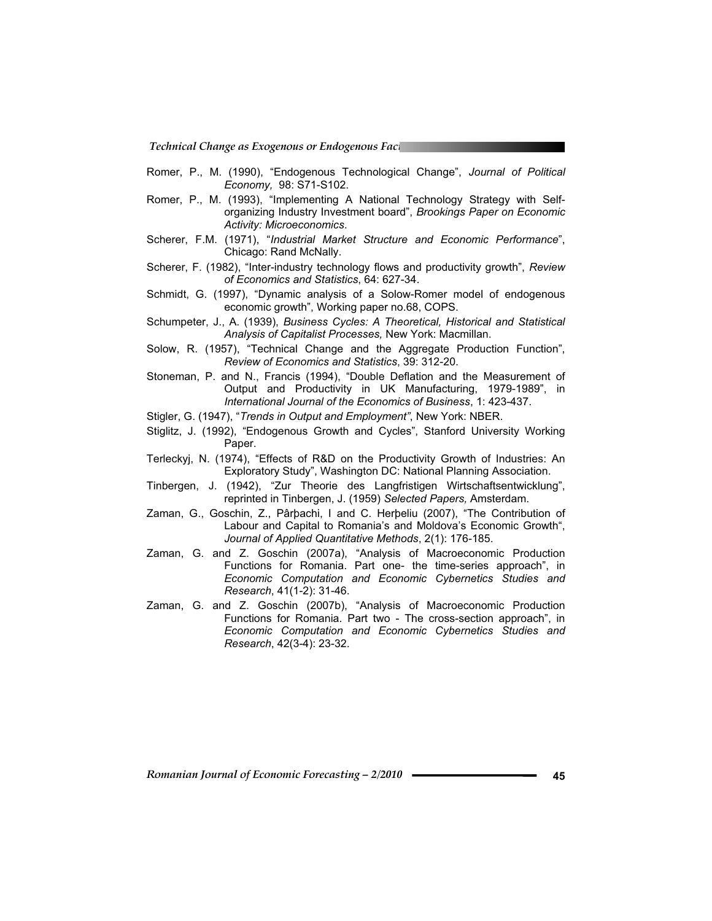Romer, P., M. (1990), "Endogenous Technological Change", *Journal of Political Economy,* 98: S71-S102.

Romer, P., M. (1993), "Implementing A National Technology Strategy with Self-organizing Industry Investment board", *Brookings Paper on Economic Activity: Microeconomics*.

Scherer, F.M. (1971), "*Industrial Market Structure and Economic Performance*", Chicago: Rand McNally.

Scherer, F. (1982), "Inter-industry technology flows and productivity growth", *Review of Economics and Statistics*, 64: 627-34.

Schmidt, G. (1997), "Dynamic analysis of a Solow-Romer model of endogenous economic growth", Working paper no.68, COPS.

Schumpeter, J., A. (1939), *Business Cycles: A Theoretical, Historical and Statistical Analysis of Capitalist Processes,* New York: Macmillan.

Solow, R. (1957), "Technical Change and the Aggregate Production Function", *Review of Economics and Statistics*, 39: 312-20.

Stoneman, P. and N., Francis (1994), "Double Deflation and the Measurement of Output and Productivity in UK Manufacturing, 1979-1989", in *International Journal of the Economics of Business*, 1: 423-437.

Stigler, G. (1947), "*Trends in Output and Employment"*, New York: NBER.

Stiglitz, J. (1992), "Endogenous Growth and Cycles", Stanford University Working Paper.

Terleckyj, N. (1974), "Effects of R&D on the Productivity Growth of Industries: An Exploratory Study", Washington DC: National Planning Association.

Tinbergen, J. (1942), "Zur Theorie des Langfristigen Wirtschaftsentwicklung", reprinted in Tinbergen, J. (1959) *Selected Papers,* Amsterdam.

Zaman, G., Goschin, Z., Pârþachi, I and C. Herþeliu (2007), "The Contribution of Labour and Capital to Romania's and Moldova's Economic Growth", *Journal of Applied Quantitative Methods*, 2(1): 176-185.

Zaman, G. and Z. Goschin (2007a), "Analysis of Macroeconomic Production Functions for Romania. Part one- the time-series approach", in *Economic Computation and Economic Cybernetics Studies and Research*, 41(1-2): 31-46.

Zaman, G. and Z. Goschin (2007b), "Analysis of Macroeconomic Production Functions for Romania. Part two - The cross-section approach", in *Economic Computation and Economic Cybernetics Studies and Research*, 42(3-4): 23-32.